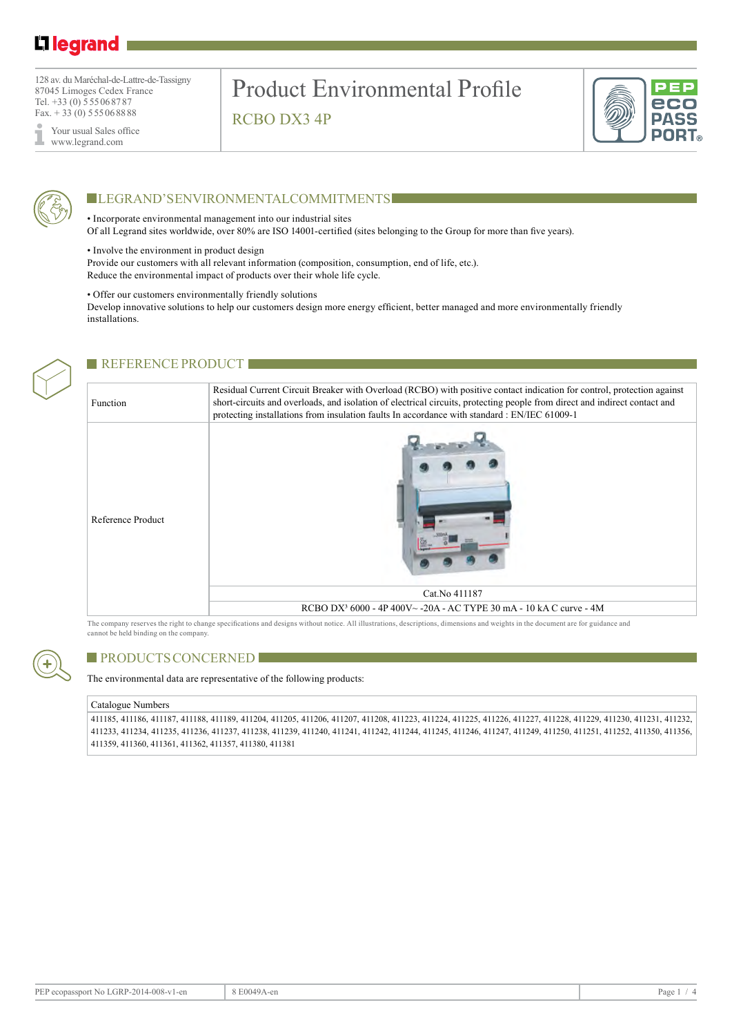128 av. du Maréchal-de-Lattre-de-Tassigny
87045 Limoges Cedex France
Tel. +33 (0) 5 55 06 87 87
Fax. + 33 (0) 5 55 06 88 88

Your usual Sales office
www.legrand.com

# Product Environmental Profile

## RCBO DX3 4P

## LEGRAND'SENVIRONMENTALCOMMITMENTS

• Incorporate environmental management into our industrial sites
Of all Legrand sites worldwide, over 80% are ISO 14001-certified (sites belonging to the Group for more than five years).

• Involve the environment in product design
Provide our customers with all relevant information (composition, consumption, end of life, etc.).
Reduce the environmental impact of products over their whole life cycle.

• Offer our customers environmentally friendly solutions
Develop innovative solutions to help our customers design more energy efficient, better managed and more environmentally friendly installations.

## REFERENCE PRODUCT

| Function | Residual Current Circuit Breaker with Overload (RCBO) with positive contact indication for control, protection against short-circuits and overloads, and isolation of electrical circuits, protecting people from direct and indirect contact and protecting installations from insulation faults In accordance with standard : EN/IEC 61009-1 |
|---|---|
| Reference Product | Cat.No 411187 |
| | RCBO DX³ 6000 - 4P 400V~ -20A - AC TYPE 30 mA - 10 kA C curve - 4M |

The company reserves the right to change specifications and designs without notice. All illustrations, descriptions, dimensions and weights in the document are for guidance and cannot be held binding on the company.

## PRODUCTS CONCERNED

The environmental data are representative of the following products:

| Catalogue Numbers |
|---|
| 411185, 411186, 411187, 411188, 411189, 411204, 411205, 411206, 411207, 411208, 411223, 411224, 411225, 411226, 411227, 411228, 411229, 411230, 411231, 411232, 411233, 411234, 411235, 411236, 411237, 411238, 411239, 411240, 411241, 411242, 411244, 411245, 411246, 411247, 411249, 411250, 411251, 411252, 411350, 411356, 411359, 411360, 411361, 411362, 411357, 411380, 411381 |

PEP ecopassport No LGRP-2014-008-v1-en | 8 E0049A-en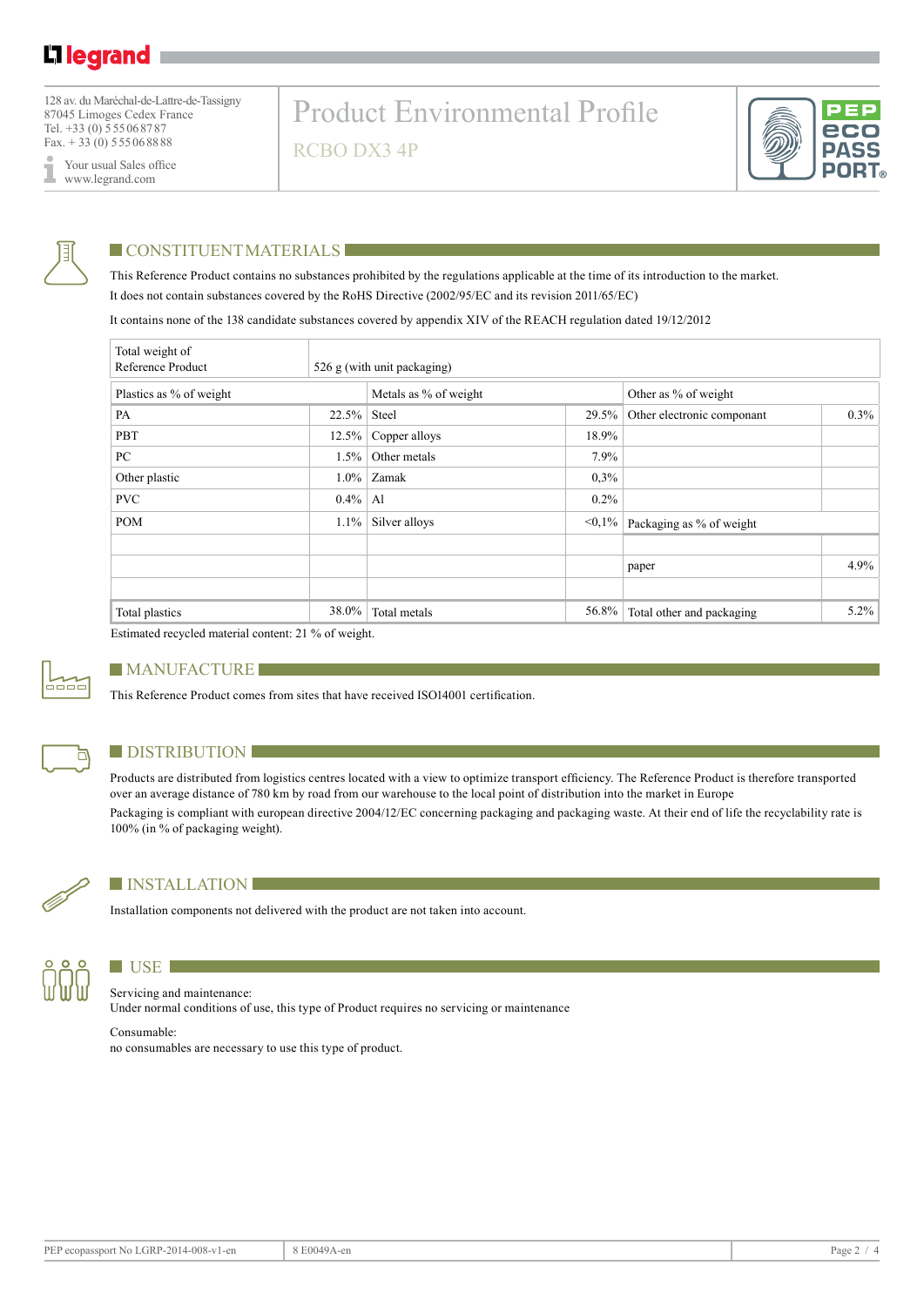# Product Environmental Profile

## RCBO DX3 4P

128 av. du Maréchal-de-Lattre-de-Tassigny
87045 Limoges Cedex France
Tel. +33 (0) 5 55 06 87 87
Fax. + 33 (0) 5 55 06 88 88

Your usual Sales office
www.legrand.com

## CONSTITUENT MATERIALS

This Reference Product contains no substances prohibited by the regulations applicable at the time of its introduction to the market.
It does not contain substances covered by the RoHS Directive (2002/95/EC and its revision 2011/65/EC)

It contains none of the 138 candidate substances covered by appendix XIV of the REACH regulation dated 19/12/2012

| Total weight of Reference Product | 526 g (with unit packaging) | | | | |
|---|---|---|---|---|---|
| Plastics as % of weight | | Metals as % of weight | | Other as % of weight | |
| PA | 22.5% | Steel | 29.5% | Other electronic componant | 0.3% |
| PBT | 12.5% | Copper alloys | 18.9% | | |
| PC | 1.5% | Other metals | 7.9% | | |
| Other plastic | 1.0% | Zamak | 0,3% | | |
| PVC | 0.4% | Al | 0.2% | | |
| POM | 1.1% | Silver alloys | <0,1% | Packaging as % of weight | |
| | | | | | |
| | | | | paper | 4.9% |
| | | | | | |
| Total plastics | 38.0% | Total metals | 56.8% | Total other and packaging | 5.2% |

Estimated recycled material content: 21 % of weight.

## MANUFACTURE

This Reference Product comes from sites that have received ISO14001 certification.

## DISTRIBUTION

Products are distributed from logistics centres located with a view to optimize transport efficiency. The Reference Product is therefore transported over an average distance of 780 km by road from our warehouse to the local point of distribution into the market in Europe

Packaging is compliant with european directive 2004/12/EC concerning packaging and packaging waste. At their end of life the recyclability rate is 100% (in % of packaging weight).

## INSTALLATION

Installation components not delivered with the product are not taken into account.

## USE

Servicing and maintenance:
Under normal conditions of use, this type of Product requires no servicing or maintenance

Consumable:
no consumables are necessary to use this type of product.

PEP ecopassport No LGRP-2014-008-v1-en | 8 E0049A-en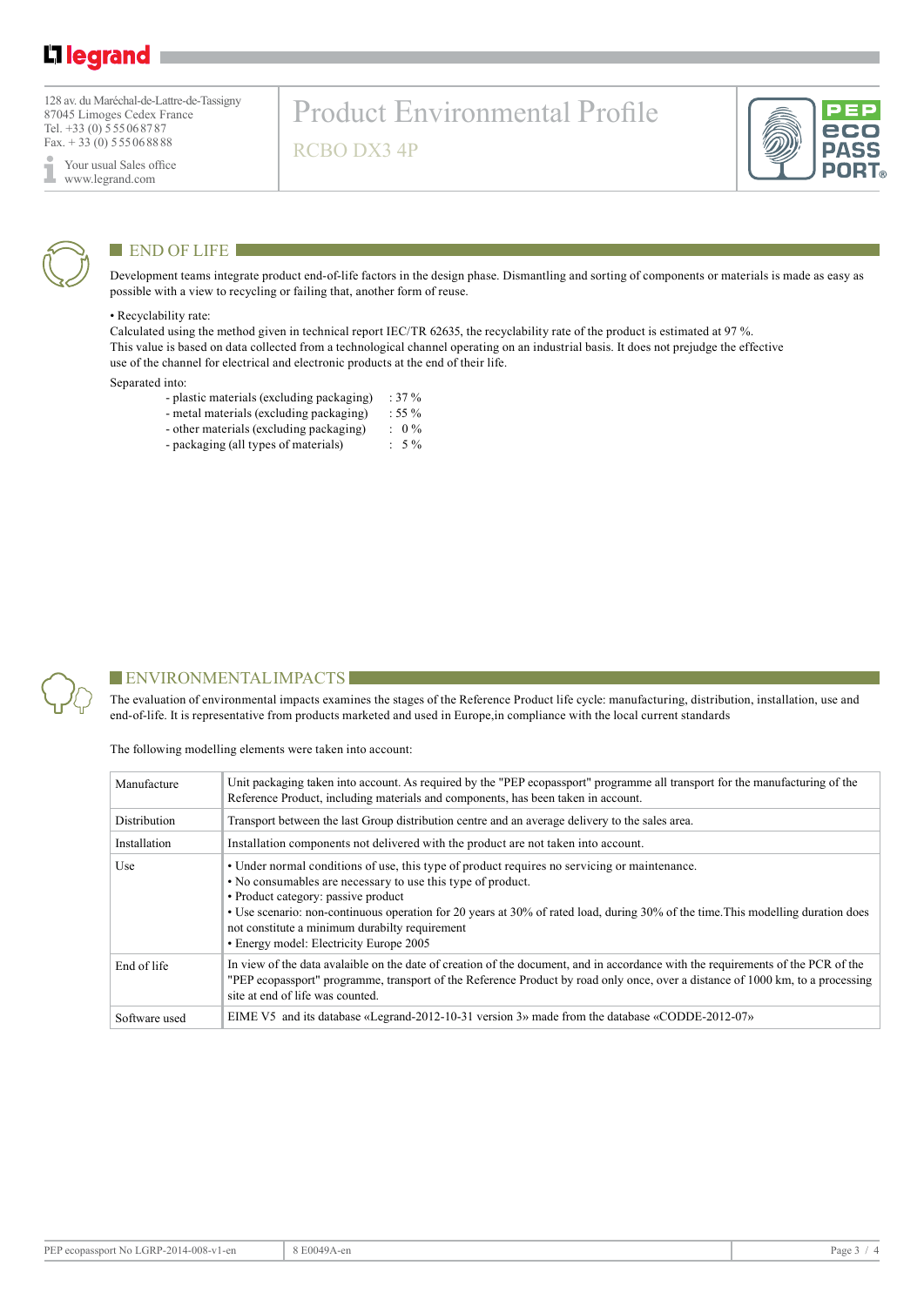# Product Environmental Profile

## RCBO DX3 4P

128 av. du Maréchal-de-Lattre-de-Tassigny
87045 Limoges Cedex France
Tel. +33 (0) 5 55 06 87 87
Fax. + 33 (0) 5 55 06 88 88

Your usual Sales office
www.legrand.com

## END OF LIFE

Development teams integrate product end-of-life factors in the design phase. Dismantling and sorting of components or materials is made as easy as possible with a view to recycling or failing that, another form of reuse.

• Recyclability rate:
Calculated using the method given in technical report IEC/TR 62635, the recyclability rate of the product is estimated at 97 %.
This value is based on data collected from a technological channel operating on an industrial basis. It does not prejudge the effective use of the channel for electrical and electronic products at the end of their life.

Separated into:

- plastic materials (excluding packaging) : 37 %
- metal materials (excluding packaging) : 55 %
- other materials (excluding packaging) : 0 %
- packaging (all types of materials) : 5 %

## ENVIRONMENTAL IMPACTS

The evaluation of environmental impacts examines the stages of the Reference Product life cycle: manufacturing, distribution, installation, use and end-of-life. It is representative from products marketed and used in Europe,in compliance with the local current standards

The following modelling elements were taken into account:

| | |
|---|---|
| Manufacture | Unit packaging taken into account. As required by the "PEP ecopassport" programme all transport for the manufacturing of the Reference Product, including materials and components, has been taken in account. |
| Distribution | Transport between the last Group distribution centre and an average delivery to the sales area. |
| Installation | Installation components not delivered with the product are not taken into account. |
| Use | • Under normal conditions of use, this type of product requires no servicing or maintenance.<br>• No consumables are necessary to use this type of product.<br>• Product category: passive product<br>• Use scenario: non-continuous operation for 20 years at 30% of rated load, during 30% of the time.This modelling duration does not constitute a minimum durabilty requirement<br>• Energy model: Electricity Europe 2005 |
| End of life | In view of the data avalaible on the date of creation of the document, and in accordance with the requirements of the PCR of the "PEP ecopassport" programme, transport of the Reference Product by road only once, over a distance of 1000 km, to a processing site at end of life was counted. |
| Software used | EIME V5 and its database «Legrand-2012-10-31 version 3» made from the database «CODDE-2012-07» |

PEP ecopassport No LGRP-2014-008-v1-en | 8 E0049A-en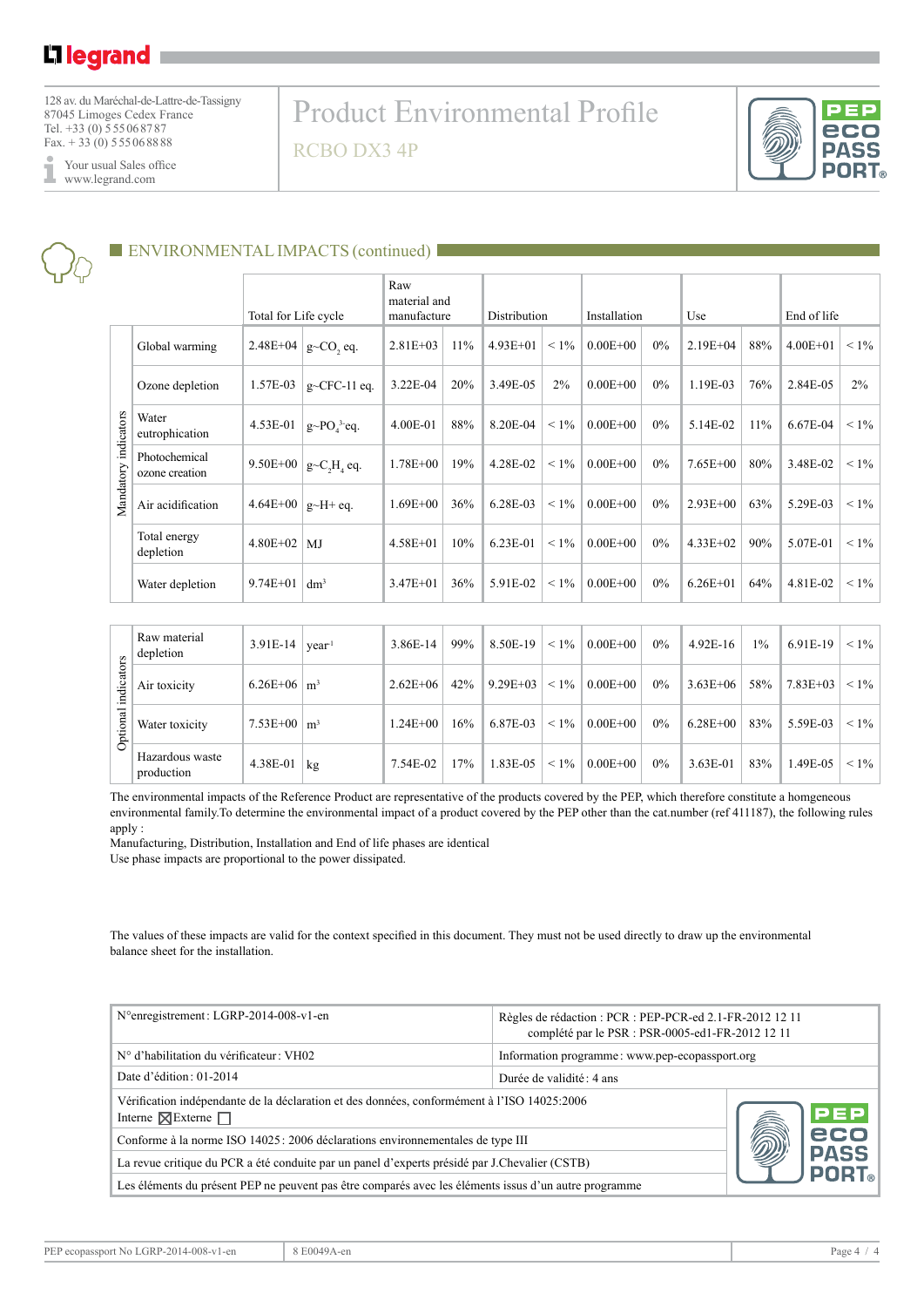Product Environmental Profile

RCBO DX3 4P

128 av. du Maréchal-de-Lattre-de-Tassigny
87045 Limoges Cedex France
Tel. +33 (0) 5 55 06 87 87
Fax. + 33 (0) 5 55 06 88 88

Your usual Sales office
www.legrand.com

## ENVIRONMENTAL IMPACTS (continued)

| | | Total for Life cycle | | Raw material and manufacture | | Distribution | | Installation | | Use | | End of life | |
|---|---|---|---|---|---|---|---|---|---|---|---|---|---|
| Mandatory indicators | Global warming | 2.48E+04 | g~$CO_2$ eq. | 2.81E+03 | 11% | 4.93E+01 | < 1% | 0.00E+00 | 0% | 2.19E+04 | 88% | 4.00E+01 | < 1% |
| | Ozone depletion | 1.57E-03 | g~CFC-11 eq. | 3.22E-04 | 20% | 3.49E-05 | 2% | 0.00E+00 | 0% | 1.19E-03 | 76% | 2.84E-05 | 2% |
| | Water eutrophication | 4.53E-01 | g~$PO_4^{3-}$eq. | 4.00E-01 | 88% | 8.20E-04 | < 1% | 0.00E+00 | 0% | 5.14E-02 | 11% | 6.67E-04 | < 1% |
| | Photochemical ozone creation | 9.50E+00 | g~$C_2H_4$ eq. | 1.78E+00 | 19% | 4.28E-02 | < 1% | 0.00E+00 | 0% | 7.65E+00 | 80% | 3.48E-02 | < 1% |
| | Air acidification | 4.64E+00 | g~H+ eq. | 1.69E+00 | 36% | 6.28E-03 | < 1% | 0.00E+00 | 0% | 2.93E+00 | 63% | 5.29E-03 | < 1% |
| | Total energy depletion | 4.80E+02 | MJ | 4.58E+01 | 10% | 6.23E-01 | < 1% | 0.00E+00 | 0% | 4.33E+02 | 90% | 5.07E-01 | < 1% |
| | Water depletion | 9.74E+01 | $dm^3$ | 3.47E+01 | 36% | 5.91E-02 | < 1% | 0.00E+00 | 0% | 6.26E+01 | 64% | 4.81E-02 | < 1% |
| Optional indicators | Raw material depletion | 3.91E-14 | $year^{-1}$ | 3.86E-14 | 99% | 8.50E-19 | < 1% | 0.00E+00 | 0% | 4.92E-16 | 1% | 6.91E-19 | < 1% |
| | Air toxicity | 6.26E+06 | $m^3$ | 2.62E+06 | 42% | 9.29E+03 | < 1% | 0.00E+00 | 0% | 3.63E+06 | 58% | 7.83E+03 | < 1% |
| | Water toxicity | 7.53E+00 | $m^3$ | 1.24E+00 | 16% | 6.87E-03 | < 1% | 0.00E+00 | 0% | 6.28E+00 | 83% | 5.59E-03 | < 1% |
| | Hazardous waste production | 4.38E-01 | kg | 7.54E-02 | 17% | 1.83E-05 | < 1% | 0.00E+00 | 0% | 3.63E-01 | 83% | 1.49E-05 | < 1% |

The environmental impacts of the Reference Product are representative of the products covered by the PEP, which therefore constitute a homgeneous environmental family.To determine the environmental impact of a product covered by the PEP other than the cat.number (ref 411187), the following rules apply :
Manufacturing, Distribution, Installation and End of life phases are identical
Use phase impacts are proportional to the power dissipated.

The values of these impacts are valid for the context specified in this document. They must not be used directly to draw up the environmental balance sheet for the installation.

| | |
|---|---|
| N°enregistrement : LGRP-2014-008-v1-en | Règles de rédaction : PCR : PEP-PCR-ed 2.1-FR-2012 12 11 complété par le PSR : PSR-0005-ed1-FR-2012 12 11 |
| N° d'habilitation du vérificateur : VH02 | Information programme : www.pep-ecopassport.org |
| Date d'édition : 01-2014 | Durée de validité : 4 ans |
| Vérification indépendante de la déclaration et des données, conformément à l'ISO 14025:2006 Interne ☒ Externe ☐ | |
| Conforme à la norme ISO 14025 : 2006 déclarations environnementales de type III | |
| La revue critique du PCR a été conduite par un panel d'experts présidé par J.Chevalier (CSTB) | |
| Les éléments du présent PEP ne peuvent pas être comparés avec les éléments issus d'un autre programme | |

PEP ecopassport No LGRP-2014-008-v1-en | 8 E0049A-en